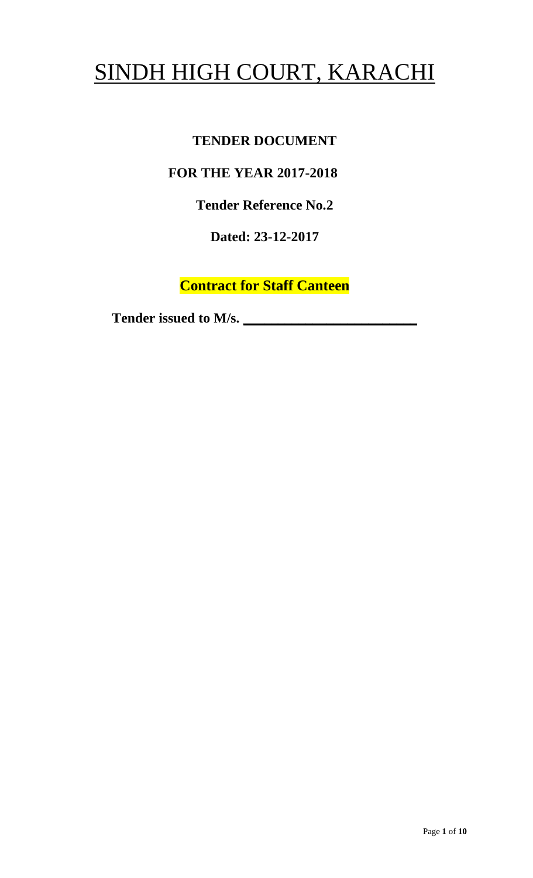# SINDH HIGH COURT, KARACHI

**TENDER DOCUMENT**

**FOR THE YEAR 2017-2018**

**Tender Reference No.2**

**Dated: 23-12-2017**

**Contract for Staff Canteen**

**Tender issued to M/s. \_\_\_\_\_\_\_\_\_\_\_\_\_\_\_\_\_\_\_\_\_\_\_\_\_\_**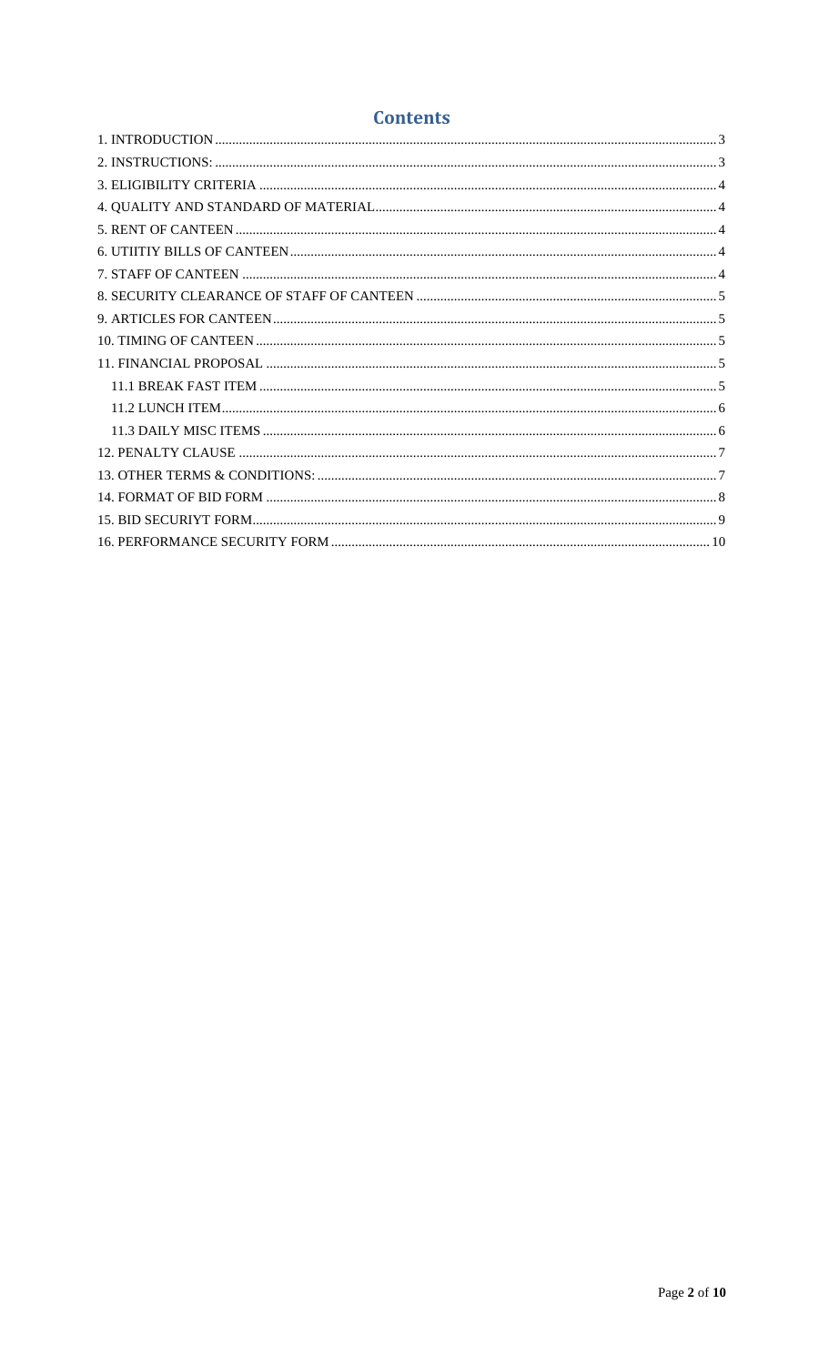# Contents

1. INTRODUCTION ........ 3
2. INSTRUCTIONS: ........ 3
3. ELIGIBILITY CRITERIA ........ 4
4. QUALITY AND STANDARD OF MATERIAL ........ 4
5. RENT OF CANTEEN ........ 4
6. UTIITIY BILLS OF CANTEEN ........ 4
7. STAFF OF CANTEEN ........ 4
8. SECURITY CLEARANCE OF STAFF OF CANTEEN ........ 5
9. ARTICLES FOR CANTEEN ........ 5
10. TIMING OF CANTEEN ........ 5
11. FINANCIAL PROPOSAL ........ 5
    - 11.1 BREAK FAST ITEM ........ 5
    - 11.2 LUNCH ITEM ........ 6
    - 11.3 DAILY MISC ITEMS ........ 6
12. PENALTY CLAUSE ........ 7
13. OTHER TERMS & CONDITIONS: ........ 7
14. FORMAT OF BID FORM ........ 8
15. BID SECURIYT FORM ........ 9
16. PERFORMANCE SECURITY FORM ........ 10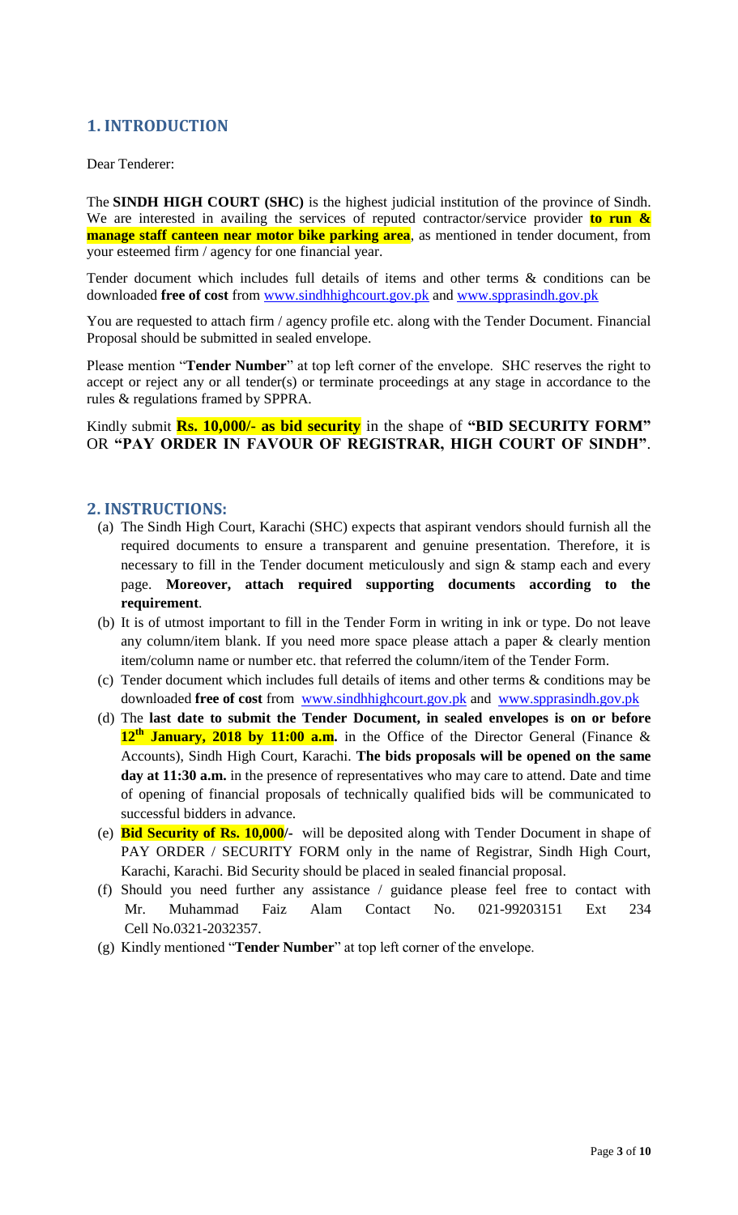## 1. INTRODUCTION

Dear Tenderer:

The **SINDH HIGH COURT (SHC)** is the highest judicial institution of the province of Sindh. We are interested in availing the services of reputed contractor/service provider **to run & manage staff canteen near motor bike parking area**, as mentioned in tender document, from your esteemed firm / agency for one financial year.

Tender document which includes full details of items and other terms & conditions can be downloaded **free of cost** from www.sindhhighcourt.gov.pk and www.spprasindh.gov.pk

You are requested to attach firm / agency profile etc. along with the Tender Document. Financial Proposal should be submitted in sealed envelope.

Please mention "**Tender Number**" at top left corner of the envelope. SHC reserves the right to accept or reject any or all tender(s) or terminate proceedings at any stage in accordance to the rules & regulations framed by SPPRA.

Kindly submit **Rs. 10,000/- as bid security** in the shape of **"BID SECURITY FORM"** OR **"PAY ORDER IN FAVOUR OF REGISTRAR, HIGH COURT OF SINDH"**.

## 2. INSTRUCTIONS:

(a) The Sindh High Court, Karachi (SHC) expects that aspirant vendors should furnish all the required documents to ensure a transparent and genuine presentation. Therefore, it is necessary to fill in the Tender document meticulously and sign & stamp each and every page. **Moreover, attach required supporting documents according to the requirement**.

(b) It is of utmost important to fill in the Tender Form in writing in ink or type. Do not leave any column/item blank. If you need more space please attach a paper & clearly mention item/column name or number etc. that referred the column/item of the Tender Form.

(c) Tender document which includes full details of items and other terms & conditions may be downloaded **free of cost** from www.sindhhighcourt.gov.pk and www.spprasindh.gov.pk

(d) The **last date to submit the Tender Document, in sealed envelopes is on or before 12th January, 2018 by 11:00 a.m.** in the Office of the Director General (Finance & Accounts), Sindh High Court, Karachi. **The bids proposals will be opened on the same day at 11:30 a.m.** in the presence of representatives who may care to attend. Date and time of opening of financial proposals of technically qualified bids will be communicated to successful bidders in advance.

(e) **Bid Security of Rs. 10,000/-** will be deposited along with Tender Document in shape of PAY ORDER / SECURITY FORM only in the name of Registrar, Sindh High Court, Karachi, Karachi. Bid Security should be placed in sealed financial proposal.

(f) Should you need further any assistance / guidance please feel free to contact with Mr. Muhammad Faiz Alam Contact No. 021-99203151 Ext 234 Cell No.0321-2032357.

(g) Kindly mentioned "**Tender Number**" at top left corner of the envelope.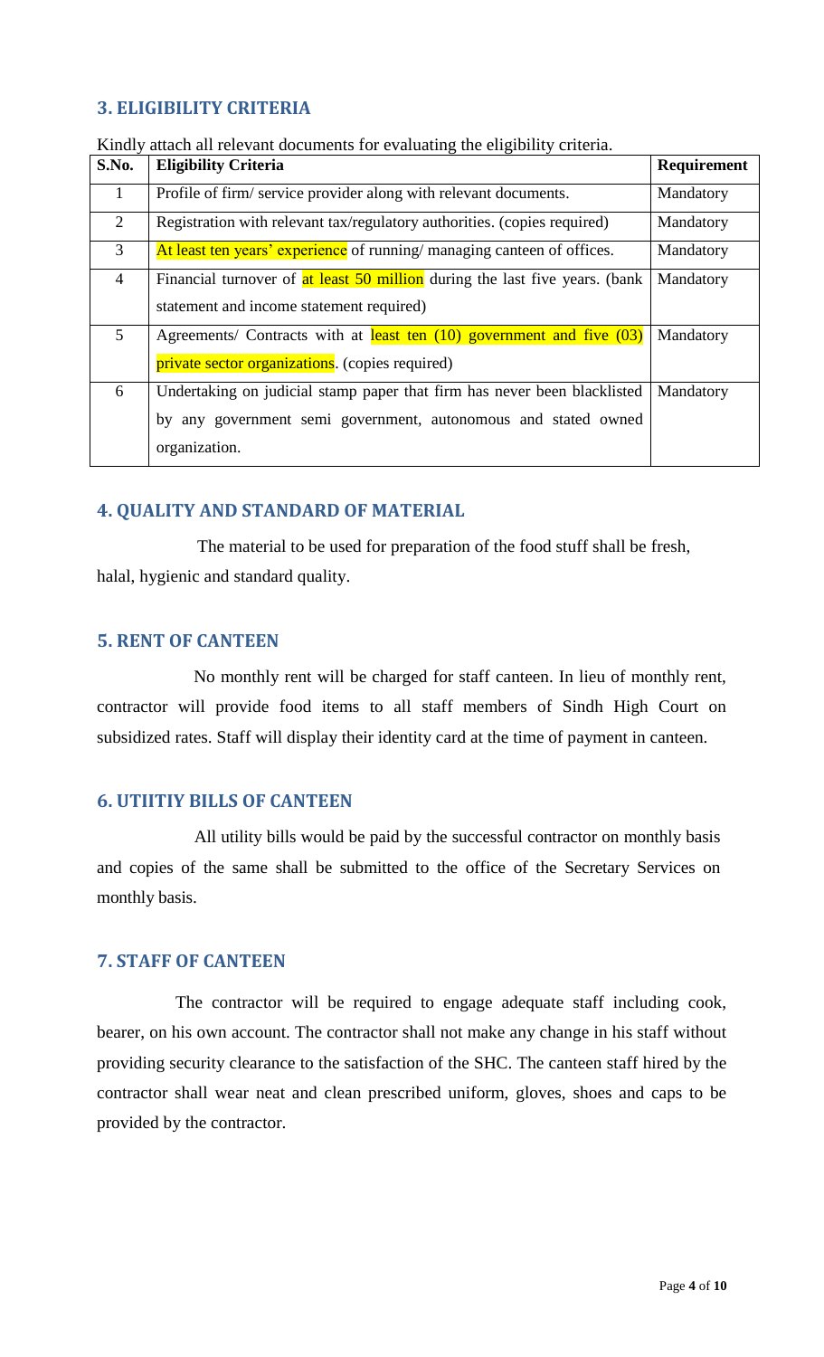## 3. ELIGIBILITY CRITERIA

Kindly attach all relevant documents for evaluating the eligibility criteria.

| S.No. | Eligibility Criteria | Requirement |
|---|---|---|
| 1 | Profile of firm/ service provider along with relevant documents. | Mandatory |
| 2 | Registration with relevant tax/regulatory authorities. (copies required) | Mandatory |
| 3 | At least ten years' experience of running/ managing canteen of offices. | Mandatory |
| 4 | Financial turnover of at least 50 million during the last five years. (bank statement and income statement required) | Mandatory |
| 5 | Agreements/ Contracts with at least ten (10) government and five (03) private sector organizations. (copies required) | Mandatory |
| 6 | Undertaking on judicial stamp paper that firm has never been blacklisted by any government semi government, autonomous and stated owned organization. | Mandatory |

## 4. QUALITY AND STANDARD OF MATERIAL

The material to be used for preparation of the food stuff shall be fresh, halal, hygienic and standard quality.

## 5. RENT OF CANTEEN

No monthly rent will be charged for staff canteen. In lieu of monthly rent, contractor will provide food items to all staff members of Sindh High Court on subsidized rates. Staff will display their identity card at the time of payment in canteen.

## 6. UTIITIY BILLS OF CANTEEN

All utility bills would be paid by the successful contractor on monthly basis and copies of the same shall be submitted to the office of the Secretary Services on monthly basis.

## 7. STAFF OF CANTEEN

The contractor will be required to engage adequate staff including cook, bearer, on his own account. The contractor shall not make any change in his staff without providing security clearance to the satisfaction of the SHC. The canteen staff hired by the contractor shall wear neat and clean prescribed uniform, gloves, shoes and caps to be provided by the contractor.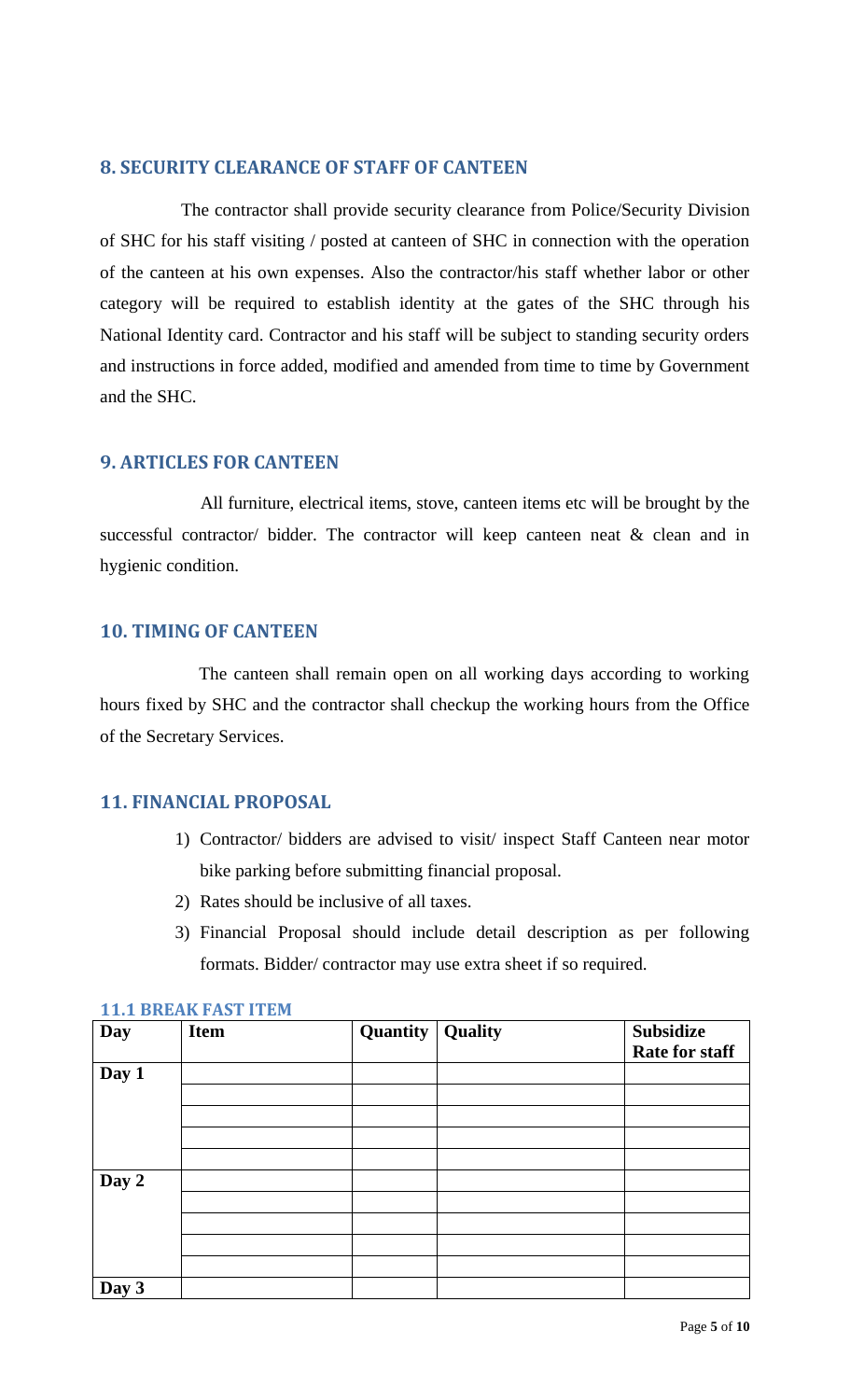## 8. SECURITY CLEARANCE OF STAFF OF CANTEEN

The contractor shall provide security clearance from Police/Security Division of SHC for his staff visiting / posted at canteen of SHC in connection with the operation of the canteen at his own expenses. Also the contractor/his staff whether labor or other category will be required to establish identity at the gates of the SHC through his National Identity card. Contractor and his staff will be subject to standing security orders and instructions in force added, modified and amended from time to time by Government and the SHC.

## 9. ARTICLES FOR CANTEEN

All furniture, electrical items, stove, canteen items etc will be brought by the successful contractor/ bidder. The contractor will keep canteen neat & clean and in hygienic condition.

## 10. TIMING OF CANTEEN

The canteen shall remain open on all working days according to working hours fixed by SHC and the contractor shall checkup the working hours from the Office of the Secretary Services.

## 11. FINANCIAL PROPOSAL

1) Contractor/ bidders are advised to visit/ inspect Staff Canteen near motor bike parking before submitting financial proposal.
2) Rates should be inclusive of all taxes.
3) Financial Proposal should include detail description as per following formats. Bidder/ contractor may use extra sheet if so required.

### 11.1 BREAK FAST ITEM

| Day | Item | Quantity | Quality | Subsidize Rate for staff |
|---|---|---|---|---|
| Day 1 | | | | |
| | | | | |
| | | | | |
| | | | | |
| | | | | |
| Day 2 | | | | |
| | | | | |
| | | | | |
| | | | | |
| | | | | |
| Day 3 | | | | |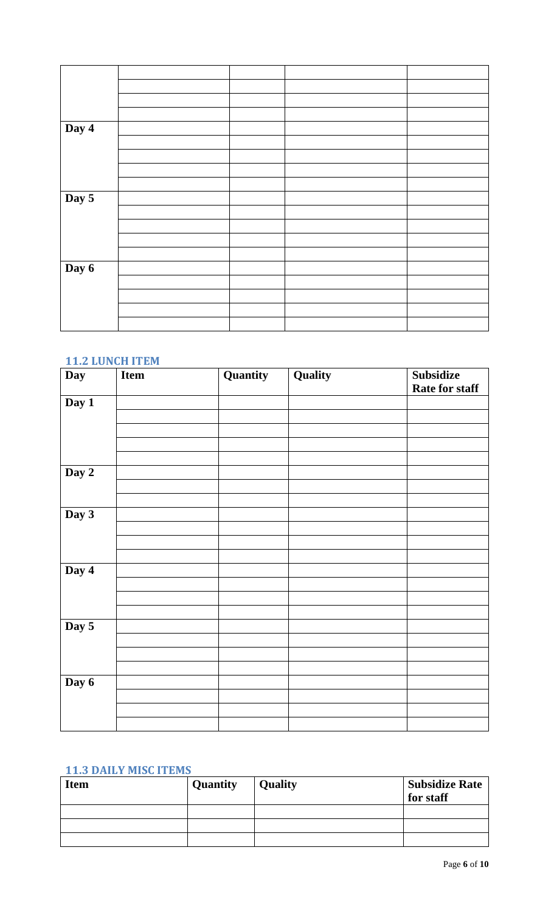| | | | | |
|---|---|---|---|---|
| | | | | |
| | | | | |
| | | | | |
| | | | | |
| Day 4 | | | | |
| | | | | |
| | | | | |
| | | | | |
| | | | | |
| Day 5 | | | | |
| | | | | |
| | | | | |
| | | | | |
| | | | | |
| Day 6 | | | | |
| | | | | |
| | | | | |
| | | | | |
| | | | | |

### 11.2 LUNCH ITEM

| Day | Item | Quantity | Quality | Subsidize Rate for staff |
|---|---|---|---|---|
| Day 1 | | | | |
| | | | | |
| | | | | |
| | | | | |
| | | | | |
| Day 2 | | | | |
| | | | | |
| | | | | |
| Day 3 | | | | |
| | | | | |
| | | | | |
| | | | | |
| Day 4 | | | | |
| | | | | |
| | | | | |
| | | | | |
| Day 5 | | | | |
| | | | | |
| | | | | |
| | | | | |
| Day 6 | | | | |
| | | | | |
| | | | | |
| | | | | |

### 11.3 DAILY MISC ITEMS

| Item | Quantity | Quality | Subsidize Rate for staff |
|---|---|---|---|
| | | | |
| | | | |
| | | | |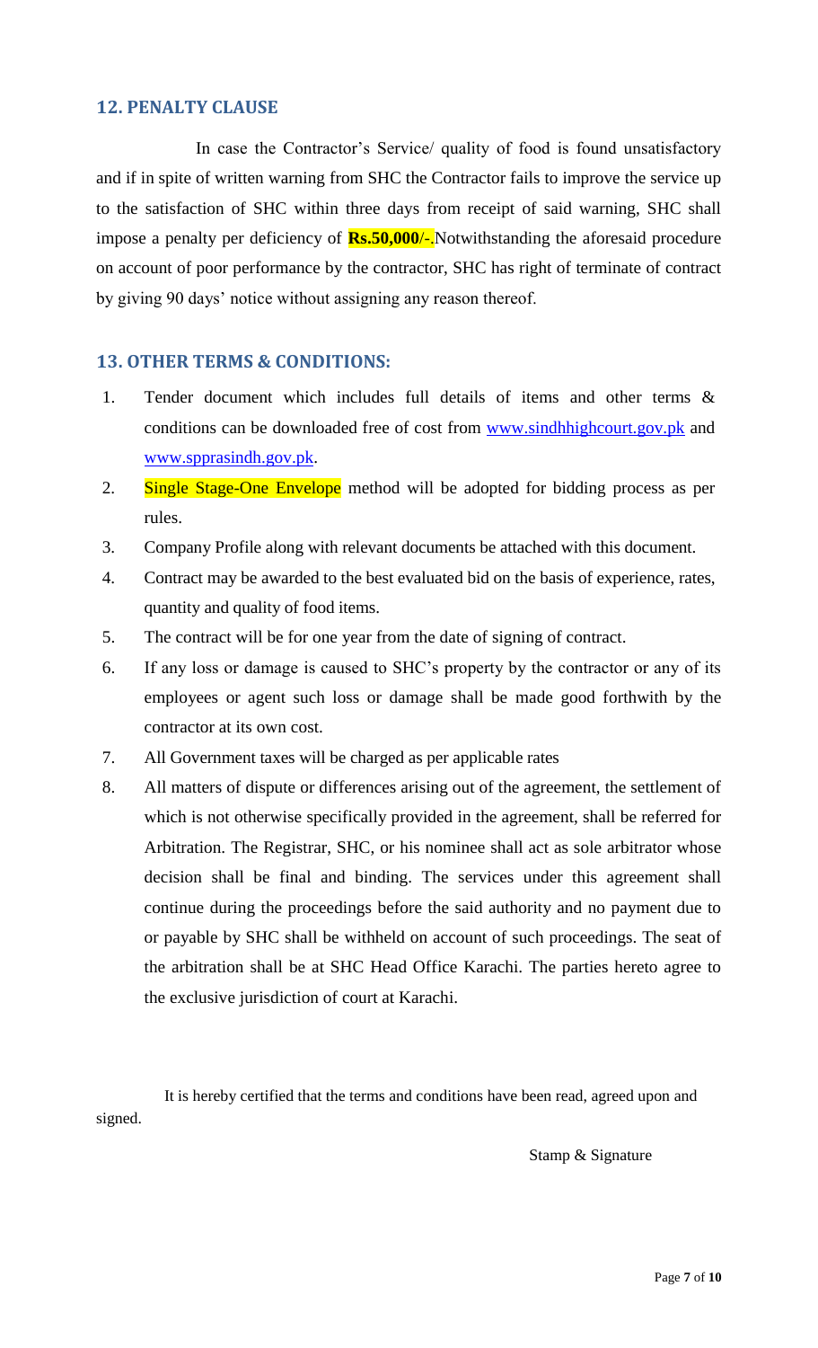## 12. PENALTY CLAUSE

In case the Contractor's Service/ quality of food is found unsatisfactory and if in spite of written warning from SHC the Contractor fails to improve the service up to the satisfaction of SHC within three days from receipt of said warning, SHC shall impose a penalty per deficiency of **Rs.50,000/-**.Notwithstanding the aforesaid procedure on account of poor performance by the contractor, SHC has right of terminate of contract by giving 90 days' notice without assigning any reason thereof.

## 13. OTHER TERMS & CONDITIONS:

1. Tender document which includes full details of items and other terms & conditions can be downloaded free of cost from www.sindhhighcourt.gov.pk and www.spprasindh.gov.pk.
2. Single Stage-One Envelope method will be adopted for bidding process as per rules.
3. Company Profile along with relevant documents be attached with this document.
4. Contract may be awarded to the best evaluated bid on the basis of experience, rates, quantity and quality of food items.
5. The contract will be for one year from the date of signing of contract.
6. If any loss or damage is caused to SHC's property by the contractor or any of its employees or agent such loss or damage shall be made good forthwith by the contractor at its own cost.
7. All Government taxes will be charged as per applicable rates
8. All matters of dispute or differences arising out of the agreement, the settlement of which is not otherwise specifically provided in the agreement, shall be referred for Arbitration. The Registrar, SHC, or his nominee shall act as sole arbitrator whose decision shall be final and binding. The services under this agreement shall continue during the proceedings before the said authority and no payment due to or payable by SHC shall be withheld on account of such proceedings. The seat of the arbitration shall be at SHC Head Office Karachi. The parties hereto agree to the exclusive jurisdiction of court at Karachi.

It is hereby certified that the terms and conditions have been read, agreed upon and signed.

Stamp & Signature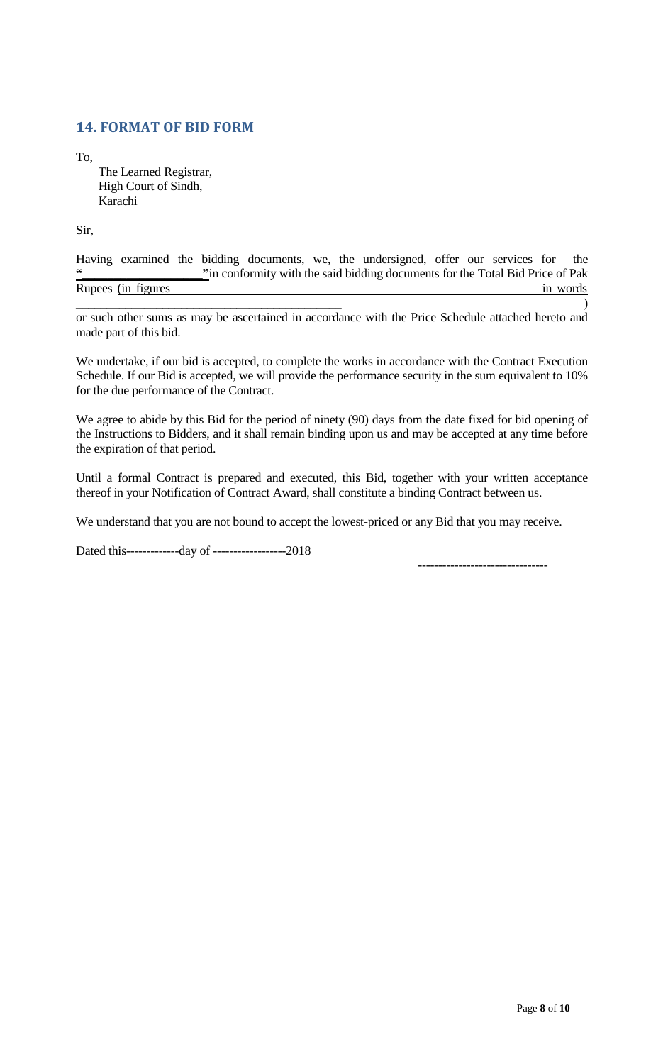## 14. FORMAT OF BID FORM

To,

The Learned Registrar,
High Court of Sindh,
Karachi

Sir,

Having examined the bidding documents, we, the undersigned, offer our services for the "__________________" in conformity with the said bidding documents for the Total Bid Price of Pak Rupees (in figures __________________ in words __________________)
or such other sums as may be ascertained in accordance with the Price Schedule attached hereto and made part of this bid.

We undertake, if our bid is accepted, to complete the works in accordance with the Contract Execution Schedule. If our Bid is accepted, we will provide the performance security in the sum equivalent to 10% for the due performance of the Contract.

We agree to abide by this Bid for the period of ninety (90) days from the date fixed for bid opening of the Instructions to Bidders, and it shall remain binding upon us and may be accepted at any time before the expiration of that period.

Until a formal Contract is prepared and executed, this Bid, together with your written acceptance thereof in your Notification of Contract Award, shall constitute a binding Contract between us.

We understand that you are not bound to accept the lowest-priced or any Bid that you may receive.

Dated this-------------day of ------------------2018

--------------------------------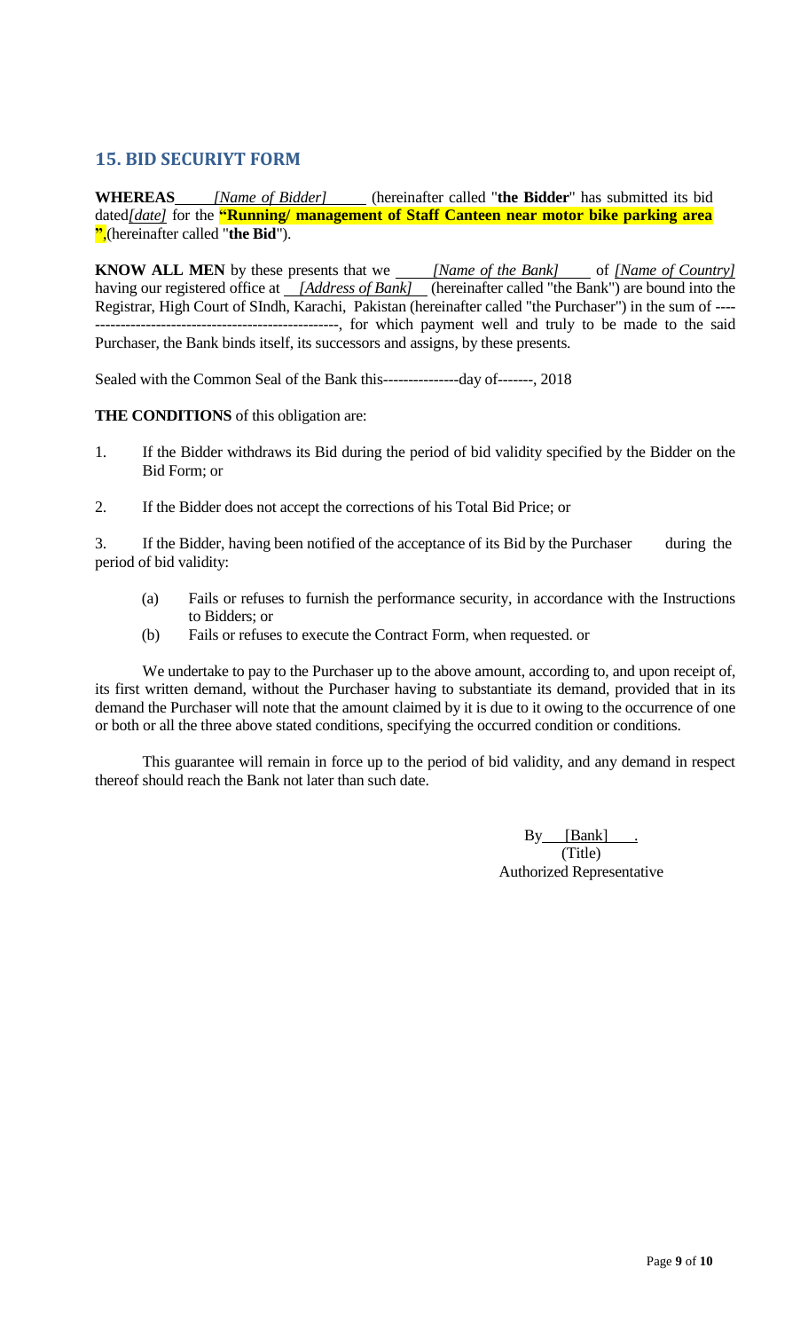## 15. BID SECURIYT FORM

**WHEREAS** *[Name of Bidder]* (hereinafter called "**the Bidder**" has submitted its bid dated*[date]* for the **"Running/ management of Staff Canteen near motor bike parking area "**,(hereinafter called "**the Bid**").

**KNOW ALL MEN** by these presents that we *[Name of the Bank]* of *[Name of Country]* having our registered office at *[Address of Bank]* (hereinafter called "the Bank") are bound into the Registrar, High Court of SIndh, Karachi, Pakistan (hereinafter called "the Purchaser") in the sum of ----------------------------------------------------, for which payment well and truly to be made to the said Purchaser, the Bank binds itself, its successors and assigns, by these presents.

Sealed with the Common Seal of the Bank this---------------day of-------, 2018

**THE CONDITIONS** of this obligation are:

1. If the Bidder withdraws its Bid during the period of bid validity specified by the Bidder on the Bid Form; or
2. If the Bidder does not accept the corrections of his Total Bid Price; or
3. If the Bidder, having been notified of the acceptance of its Bid by the Purchaser during the period of bid validity:
   - (a) Fails or refuses to furnish the performance security, in accordance with the Instructions to Bidders; or
   - (b) Fails or refuses to execute the Contract Form, when requested. or

We undertake to pay to the Purchaser up to the above amount, according to, and upon receipt of, its first written demand, without the Purchaser having to substantiate its demand, provided that in its demand the Purchaser will note that the amount claimed by it is due to it owing to the occurrence of one or both or all the three above stated conditions, specifying the occurred condition or conditions.

This guarantee will remain in force up to the period of bid validity, and any demand in respect thereof should reach the Bank not later than such date.

By [Bank] .
(Title)
Authorized Representative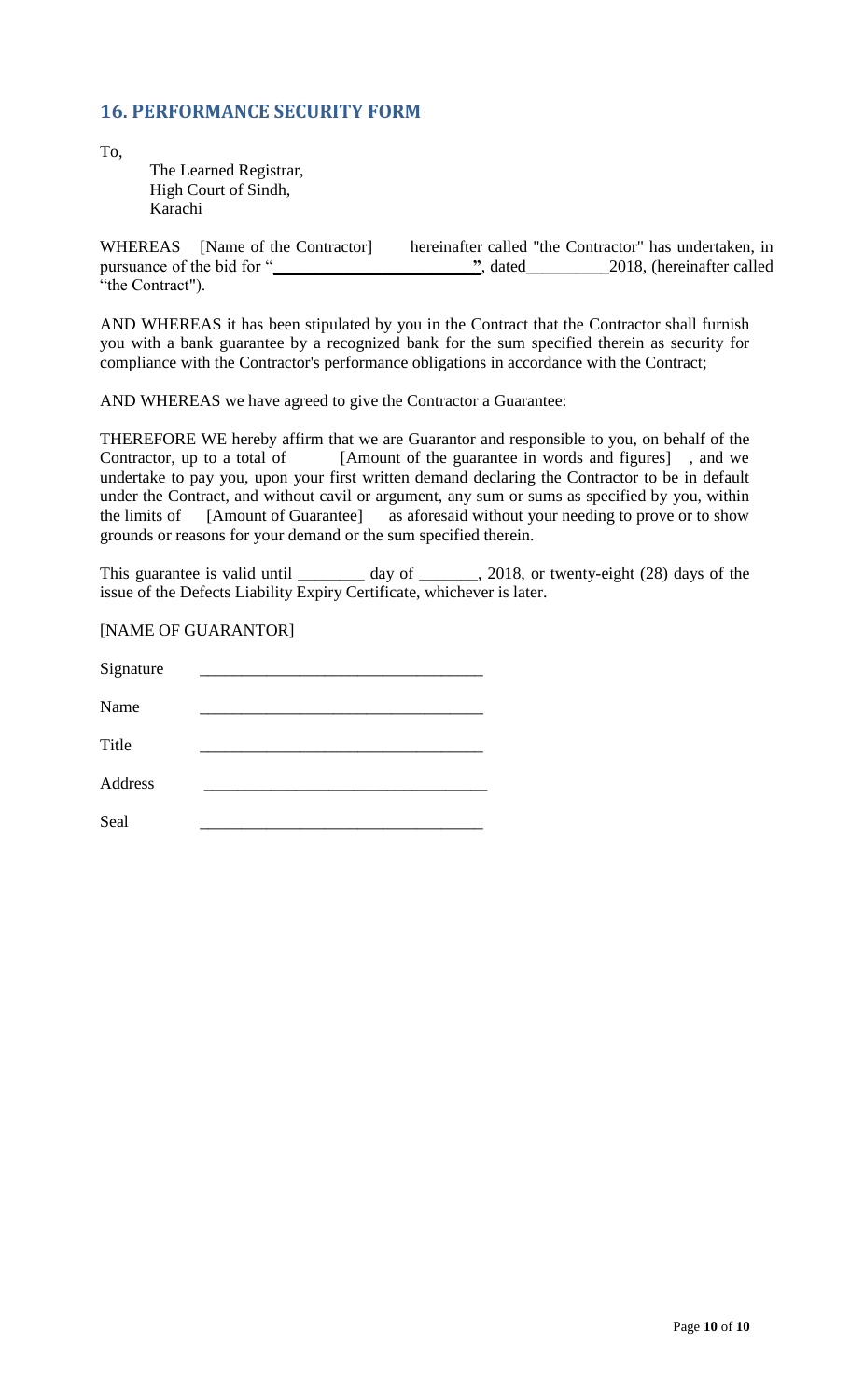## 16. PERFORMANCE SECURITY FORM

To,

The Learned Registrar,
High Court of Sindh,
Karachi

WHEREAS [Name of the Contractor] hereinafter called "the Contractor" has undertaken, in pursuance of the bid for "________________________", dated__________2018, (hereinafter called "the Contract").

AND WHEREAS it has been stipulated by you in the Contract that the Contractor shall furnish you with a bank guarantee by a recognized bank for the sum specified therein as security for compliance with the Contractor's performance obligations in accordance with the Contract;

AND WHEREAS we have agreed to give the Contractor a Guarantee:

THEREFORE WE hereby affirm that we are Guarantor and responsible to you, on behalf of the Contractor, up to a total of [Amount of the guarantee in words and figures] , and we undertake to pay you, upon your first written demand declaring the Contractor to be in default under the Contract, and without cavil or argument, any sum or sums as specified by you, within the limits of [Amount of Guarantee] as aforesaid without your needing to prove or to show grounds or reasons for your demand or the sum specified therein.

This guarantee is valid until ________ day of _______, 2018, or twenty-eight (28) days of the issue of the Defects Liability Expiry Certificate, whichever is later.

[NAME OF GUARANTOR]

Signature ________________________________

Name ________________________________

Title ________________________________

Address ________________________________

Seal ________________________________